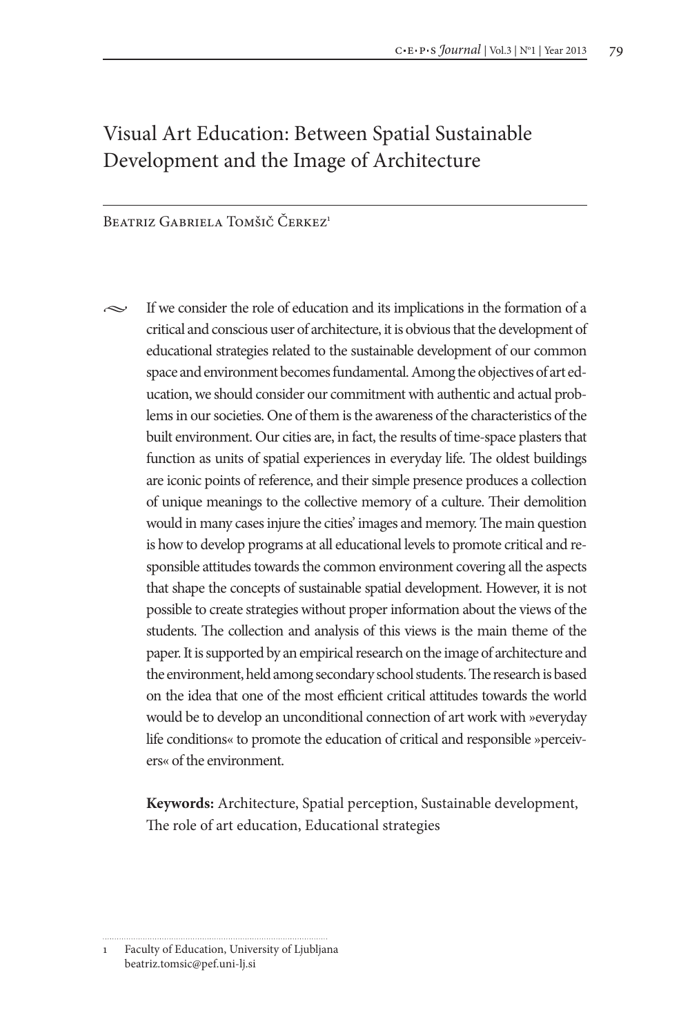# Visual Art Education: Between Spatial Sustainable Development and the Image of Architecture

Beatriz Gabriela Tomšič Čerkez[1]

If we consider the role of education and its implications in the formation of a critical and conscious user of architecture, it is obvious that the development of educational strategies related to the sustainable development of our common space and environment becomes fundamental. Among the objectives of art education, we should consider our commitment with authentic and actual problems in our societies. One of them is the awareness of the characteristics of the built environment. Our cities are, in fact, the results of time-space plasters that function as units of spatial experiences in everyday life. The oldest buildings are iconic points of reference, and their simple presence produces a collection of unique meanings to the collective memory of a culture. Their demolition would in many cases injure the cities' images and memory. The main question is how to develop programs at all educational levels to promote critical and responsible attitudes towards the common environment covering all the aspects that shape the concepts of sustainable spatial development. However, it is not possible to create strategies without proper information about the views of the students. The collection and analysis of this views is the main theme of the paper. It is supported by an empirical research on the image of architecture and the environment, held among secondary school students. The research is based on the idea that one of the most efficient critical attitudes towards the world would be to develop an unconditional connection of art work with »everyday life conditions« to promote the education of critical and responsible »perceivers« of the environment.

**Keywords:** Architecture, Spatial perception, Sustainable development, The role of art education, Educational strategies

---

[1] Faculty of Education, University of Ljubljana
beatriz.tomsic@pef.uni-lj.si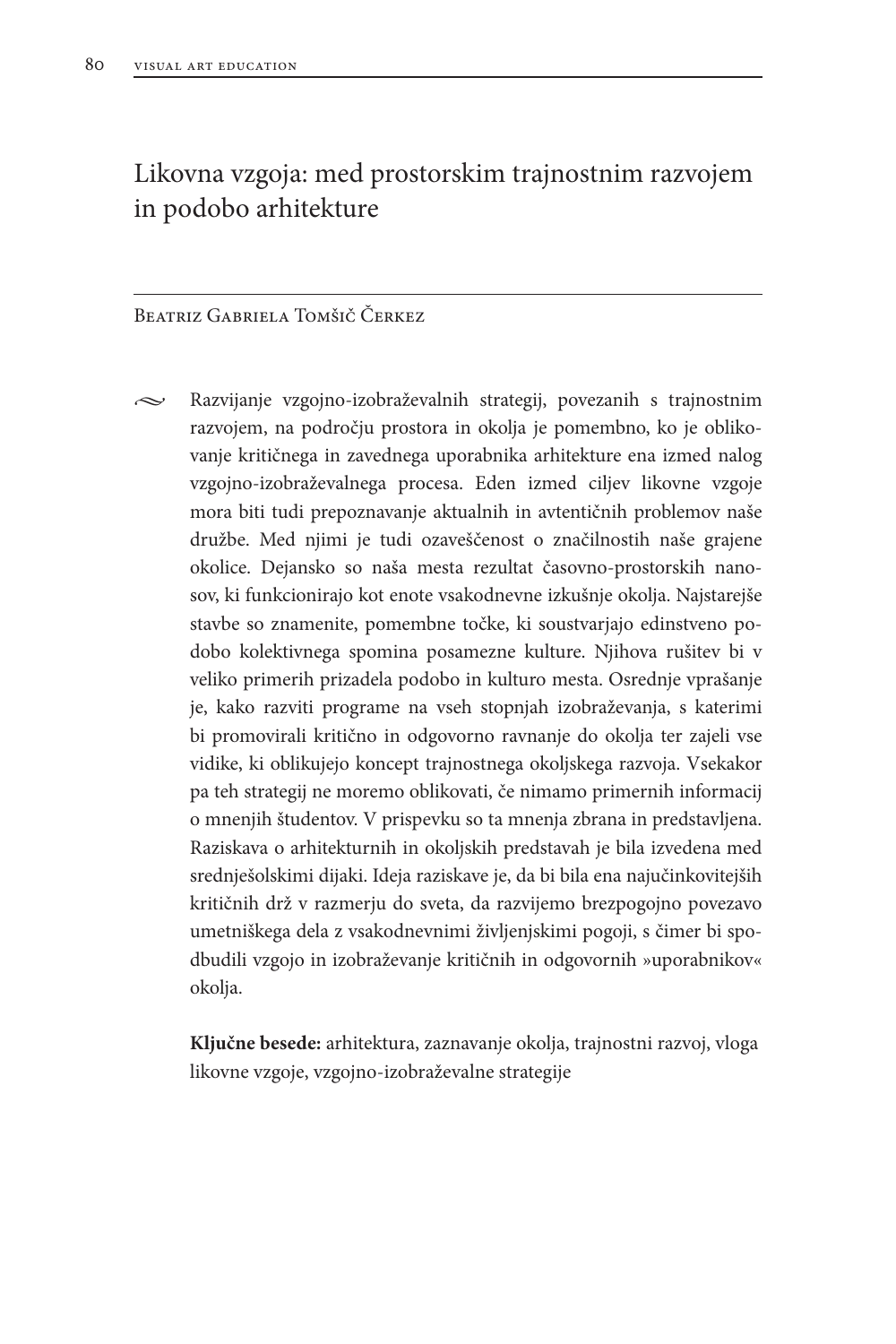# Likovna vzgoja: med prostorskim trajnostnim razvojem in podobo arhitekture

Beatriz Gabriela Tomšič Čerkez

Razvijanje vzgojno-izobraževalnih strategij, povezanih s trajnostnim razvojem, na področju prostora in okolja je pomembno, ko je oblikovanje kritičnega in zavednega uporabnika arhitekture ena izmed nalog vzgojno-izobraževalnega procesa. Eden izmed ciljev likovne vzgoje mora biti tudi prepoznavanje aktualnih in avtentičnih problemov naše družbe. Med njimi je tudi ozaveščenost o značilnostih naše grajene okolice. Dejansko so naša mesta rezultat časovno-prostorskih nanosov, ki funkcionirajo kot enote vsakodnevne izkušnje okolja. Najstarejše stavbe so znamenite, pomembne točke, ki soustvarjajo edinstveno podobo kolektivnega spomina posamezne kulture. Njihova rušitev bi v veliko primerih prizadela podobo in kulturo mesta. Osrednje vprašanje je, kako razviti programe na vseh stopnjah izobraževanja, s katerimi bi promovirali kritično in odgovorno ravnanje do okolja ter zajeli vse vidike, ki oblikujejo koncept trajnostnega okoljskega razvoja. Vsekakor pa teh strategij ne moremo oblikovati, če nimamo primernih informacij o mnenjih študentov. V prispevku so ta mnenja zbrana in predstavljena. Raziskava o arhitekturnih in okoljskih predstavah je bila izvedena med srednješolskimi dijaki. Ideja raziskave je, da bi bila ena najučinkovitejših kritičnih drž v razmerju do sveta, da razvijemo brezpogojno povezavo umetniškega dela z vsakodnevnimi življenjskimi pogoji, s čimer bi spodbudili vzgojo in izobraževanje kritičnih in odgovornih »uporabnikov« okolja.

**Ključne besede:** arhitektura, zaznavanje okolja, trajnostni razvoj, vloga likovne vzgoje, vzgojno-izobraževalne strategije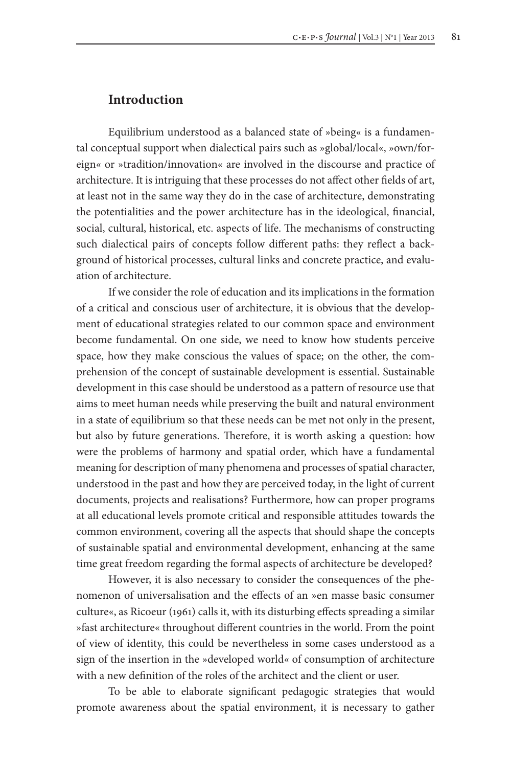## Introduction

Equilibrium understood as a balanced state of »being« is a fundamental conceptual support when dialectical pairs such as »global/local«, »own/foreign« or »tradition/innovation« are involved in the discourse and practice of architecture. It is intriguing that these processes do not affect other fields of art, at least not in the same way they do in the case of architecture, demonstrating the potentialities and the power architecture has in the ideological, financial, social, cultural, historical, etc. aspects of life. The mechanisms of constructing such dialectical pairs of concepts follow different paths: they reflect a background of historical processes, cultural links and concrete practice, and evaluation of architecture.

If we consider the role of education and its implications in the formation of a critical and conscious user of architecture, it is obvious that the development of educational strategies related to our common space and environment become fundamental. On one side, we need to know how students perceive space, how they make conscious the values of space; on the other, the comprehension of the concept of sustainable development is essential. Sustainable development in this case should be understood as a pattern of resource use that aims to meet human needs while preserving the built and natural environment in a state of equilibrium so that these needs can be met not only in the present, but also by future generations. Therefore, it is worth asking a question: how were the problems of harmony and spatial order, which have a fundamental meaning for description of many phenomena and processes of spatial character, understood in the past and how they are perceived today, in the light of current documents, projects and realisations? Furthermore, how can proper programs at all educational levels promote critical and responsible attitudes towards the common environment, covering all the aspects that should shape the concepts of sustainable spatial and environmental development, enhancing at the same time great freedom regarding the formal aspects of architecture be developed?

However, it is also necessary to consider the consequences of the phenomenon of universalisation and the effects of an »en masse basic consumer culture«, as Ricoeur (1961) calls it, with its disturbing effects spreading a similar »fast architecture« throughout different countries in the world. From the point of view of identity, this could be nevertheless in some cases understood as a sign of the insertion in the »developed world« of consumption of architecture with a new definition of the roles of the architect and the client or user.

To be able to elaborate significant pedagogic strategies that would promote awareness about the spatial environment, it is necessary to gather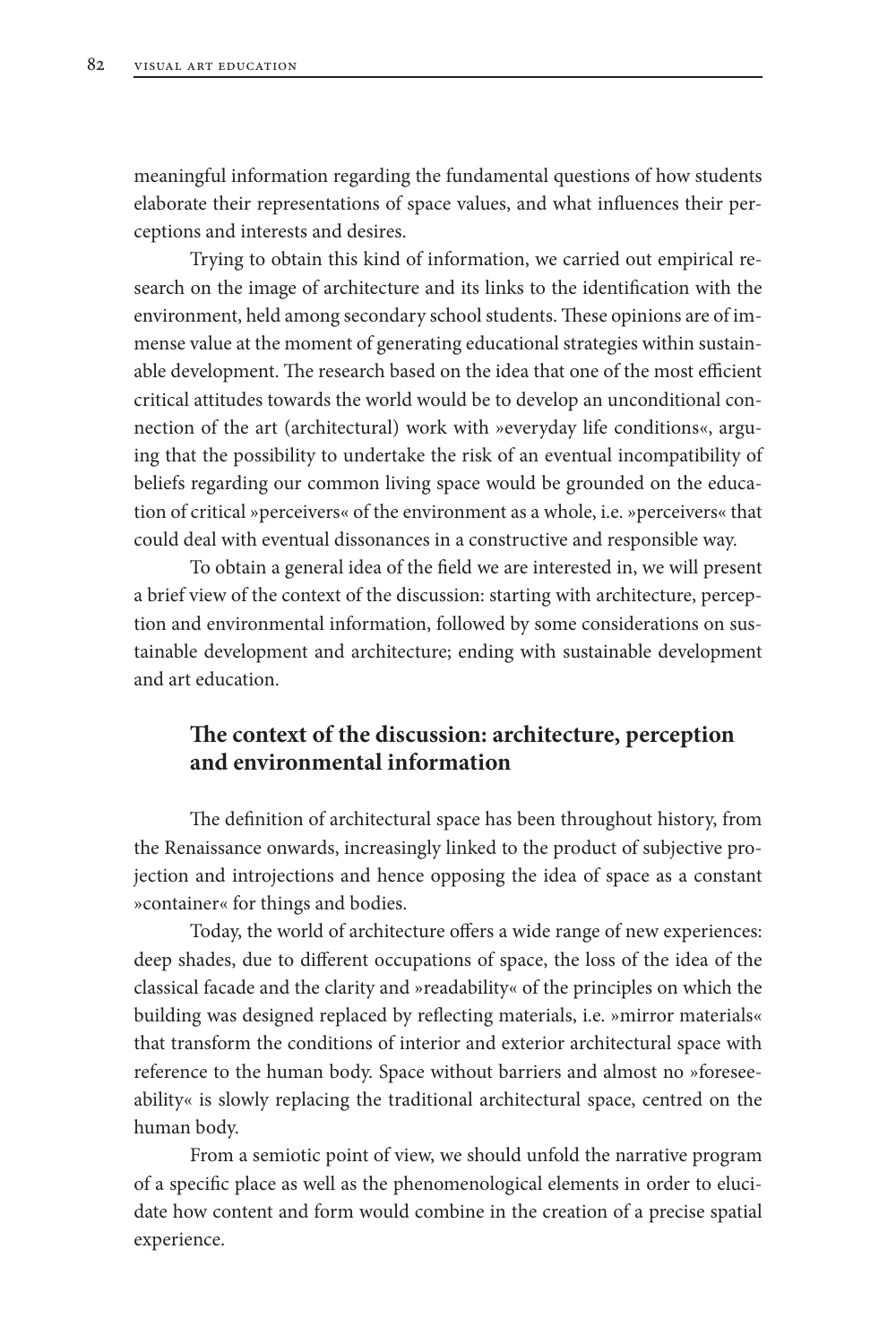meaningful information regarding the fundamental questions of how students elaborate their representations of space values, and what influences their perceptions and interests and desires.

Trying to obtain this kind of information, we carried out empirical research on the image of architecture and its links to the identification with the environment, held among secondary school students. These opinions are of immense value at the moment of generating educational strategies within sustainable development. The research based on the idea that one of the most efficient critical attitudes towards the world would be to develop an unconditional connection of the art (architectural) work with »everyday life conditions«, arguing that the possibility to undertake the risk of an eventual incompatibility of beliefs regarding our common living space would be grounded on the education of critical »perceivers« of the environment as a whole, i.e. »perceivers« that could deal with eventual dissonances in a constructive and responsible way.

To obtain a general idea of the field we are interested in, we will present a brief view of the context of the discussion: starting with architecture, perception and environmental information, followed by some considerations on sustainable development and architecture; ending with sustainable development and art education.

## The context of the discussion: architecture, perception and environmental information

The definition of architectural space has been throughout history, from the Renaissance onwards, increasingly linked to the product of subjective projection and introjections and hence opposing the idea of space as a constant »container« for things and bodies.

Today, the world of architecture offers a wide range of new experiences: deep shades, due to different occupations of space, the loss of the idea of the classical facade and the clarity and »readability« of the principles on which the building was designed replaced by reflecting materials, i.e. »mirror materials« that transform the conditions of interior and exterior architectural space with reference to the human body. Space without barriers and almost no »foreseeability« is slowly replacing the traditional architectural space, centred on the human body.

From a semiotic point of view, we should unfold the narrative program of a specific place as well as the phenomenological elements in order to elucidate how content and form would combine in the creation of a precise spatial experience.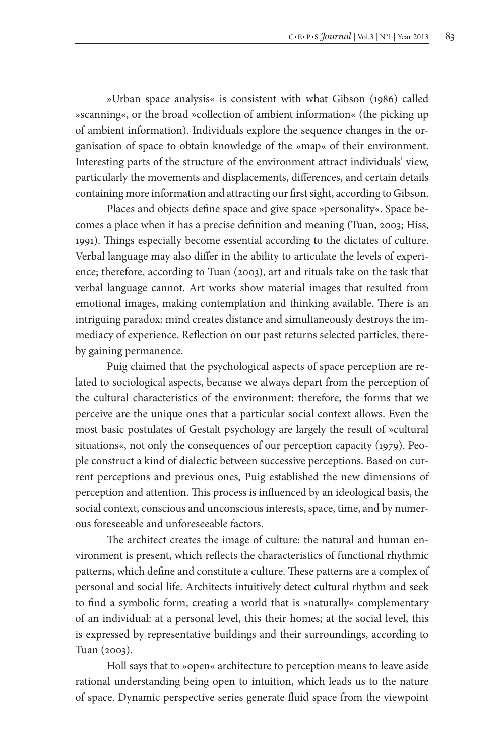»Urban space analysis« is consistent with what Gibson (1986) called »scanning«, or the broad »collection of ambient information« (the picking up of ambient information). Individuals explore the sequence changes in the organisation of space to obtain knowledge of the »map« of their environment. Interesting parts of the structure of the environment attract individuals' view, particularly the movements and displacements, differences, and certain details containing more information and attracting our first sight, according to Gibson.

Places and objects define space and give space »personality«. Space becomes a place when it has a precise definition and meaning (Tuan, 2003; Hiss, 1991). Things especially become essential according to the dictates of culture. Verbal language may also differ in the ability to articulate the levels of experience; therefore, according to Tuan (2003), art and rituals take on the task that verbal language cannot. Art works show material images that resulted from emotional images, making contemplation and thinking available. There is an intriguing paradox: mind creates distance and simultaneously destroys the immediacy of experience. Reflection on our past returns selected particles, thereby gaining permanence.

Puig claimed that the psychological aspects of space perception are related to sociological aspects, because we always depart from the perception of the cultural characteristics of the environment; therefore, the forms that we perceive are the unique ones that a particular social context allows. Even the most basic postulates of Gestalt psychology are largely the result of »cultural situations«, not only the consequences of our perception capacity (1979). People construct a kind of dialectic between successive perceptions. Based on current perceptions and previous ones, Puig established the new dimensions of perception and attention. This process is influenced by an ideological basis, the social context, conscious and unconscious interests, space, time, and by numerous foreseeable and unforeseeable factors.

The architect creates the image of culture: the natural and human environment is present, which reflects the characteristics of functional rhythmic patterns, which define and constitute a culture. These patterns are a complex of personal and social life. Architects intuitively detect cultural rhythm and seek to find a symbolic form, creating a world that is »naturally« complementary of an individual: at a personal level, this their homes; at the social level, this is expressed by representative buildings and their surroundings, according to Tuan (2003).

Holl says that to »open« architecture to perception means to leave aside rational understanding being open to intuition, which leads us to the nature of space. Dynamic perspective series generate fluid space from the viewpoint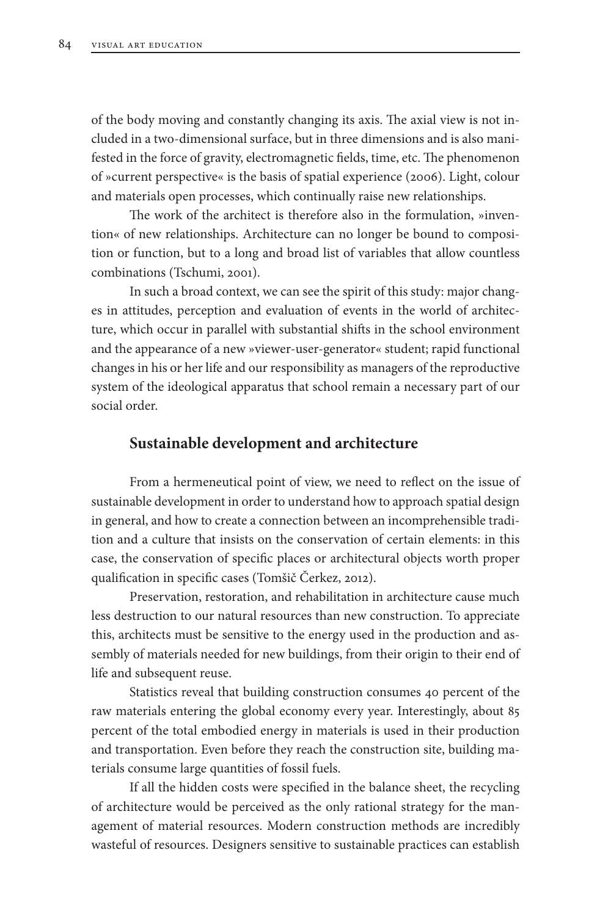of the body moving and constantly changing its axis. The axial view is not included in a two-dimensional surface, but in three dimensions and is also manifested in the force of gravity, electromagnetic fields, time, etc. The phenomenon of »current perspective« is the basis of spatial experience (2006). Light, colour and materials open processes, which continually raise new relationships.

The work of the architect is therefore also in the formulation, »invention« of new relationships. Architecture can no longer be bound to composition or function, but to a long and broad list of variables that allow countless combinations (Tschumi, 2001).

In such a broad context, we can see the spirit of this study: major changes in attitudes, perception and evaluation of events in the world of architecture, which occur in parallel with substantial shifts in the school environment and the appearance of a new »viewer-user-generator« student; rapid functional changes in his or her life and our responsibility as managers of the reproductive system of the ideological apparatus that school remain a necessary part of our social order.

## Sustainable development and architecture

From a hermeneutical point of view, we need to reflect on the issue of sustainable development in order to understand how to approach spatial design in general, and how to create a connection between an incomprehensible tradition and a culture that insists on the conservation of certain elements: in this case, the conservation of specific places or architectural objects worth proper qualification in specific cases (Tomšič Čerkez, 2012).

Preservation, restoration, and rehabilitation in architecture cause much less destruction to our natural resources than new construction. To appreciate this, architects must be sensitive to the energy used in the production and assembly of materials needed for new buildings, from their origin to their end of life and subsequent reuse.

Statistics reveal that building construction consumes 40 percent of the raw materials entering the global economy every year. Interestingly, about 85 percent of the total embodied energy in materials is used in their production and transportation. Even before they reach the construction site, building materials consume large quantities of fossil fuels.

If all the hidden costs were specified in the balance sheet, the recycling of architecture would be perceived as the only rational strategy for the management of material resources. Modern construction methods are incredibly wasteful of resources. Designers sensitive to sustainable practices can establish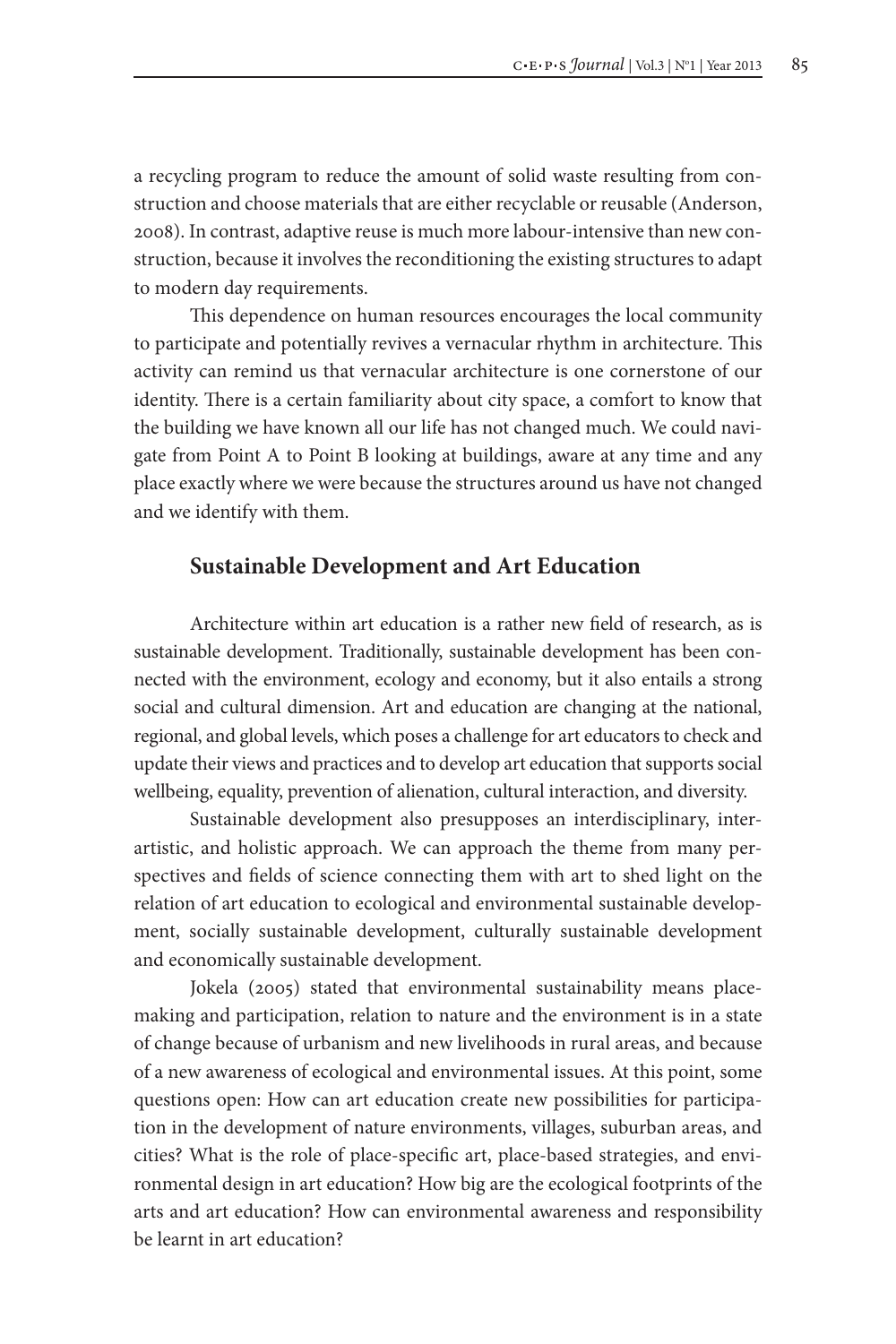a recycling program to reduce the amount of solid waste resulting from construction and choose materials that are either recyclable or reusable (Anderson, 2008). In contrast, adaptive reuse is much more labour-intensive than new construction, because it involves the reconditioning the existing structures to adapt to modern day requirements.

This dependence on human resources encourages the local community to participate and potentially revives a vernacular rhythm in architecture. This activity can remind us that vernacular architecture is one cornerstone of our identity. There is a certain familiarity about city space, a comfort to know that the building we have known all our life has not changed much. We could navigate from Point A to Point B looking at buildings, aware at any time and any place exactly where we were because the structures around us have not changed and we identify with them.

## Sustainable Development and Art Education

Architecture within art education is a rather new field of research, as is sustainable development. Traditionally, sustainable development has been connected with the environment, ecology and economy, but it also entails a strong social and cultural dimension. Art and education are changing at the national, regional, and global levels, which poses a challenge for art educators to check and update their views and practices and to develop art education that supports social wellbeing, equality, prevention of alienation, cultural interaction, and diversity.

Sustainable development also presupposes an interdisciplinary, inter-artistic, and holistic approach. We can approach the theme from many perspectives and fields of science connecting them with art to shed light on the relation of art education to ecological and environmental sustainable development, socially sustainable development, culturally sustainable development and economically sustainable development.

Jokela (2005) stated that environmental sustainability means place-making and participation, relation to nature and the environment is in a state of change because of urbanism and new livelihoods in rural areas, and because of a new awareness of ecological and environmental issues. At this point, some questions open: How can art education create new possibilities for participation in the development of nature environments, villages, suburban areas, and cities? What is the role of place-specific art, place-based strategies, and environmental design in art education? How big are the ecological footprints of the arts and art education? How can environmental awareness and responsibility be learnt in art education?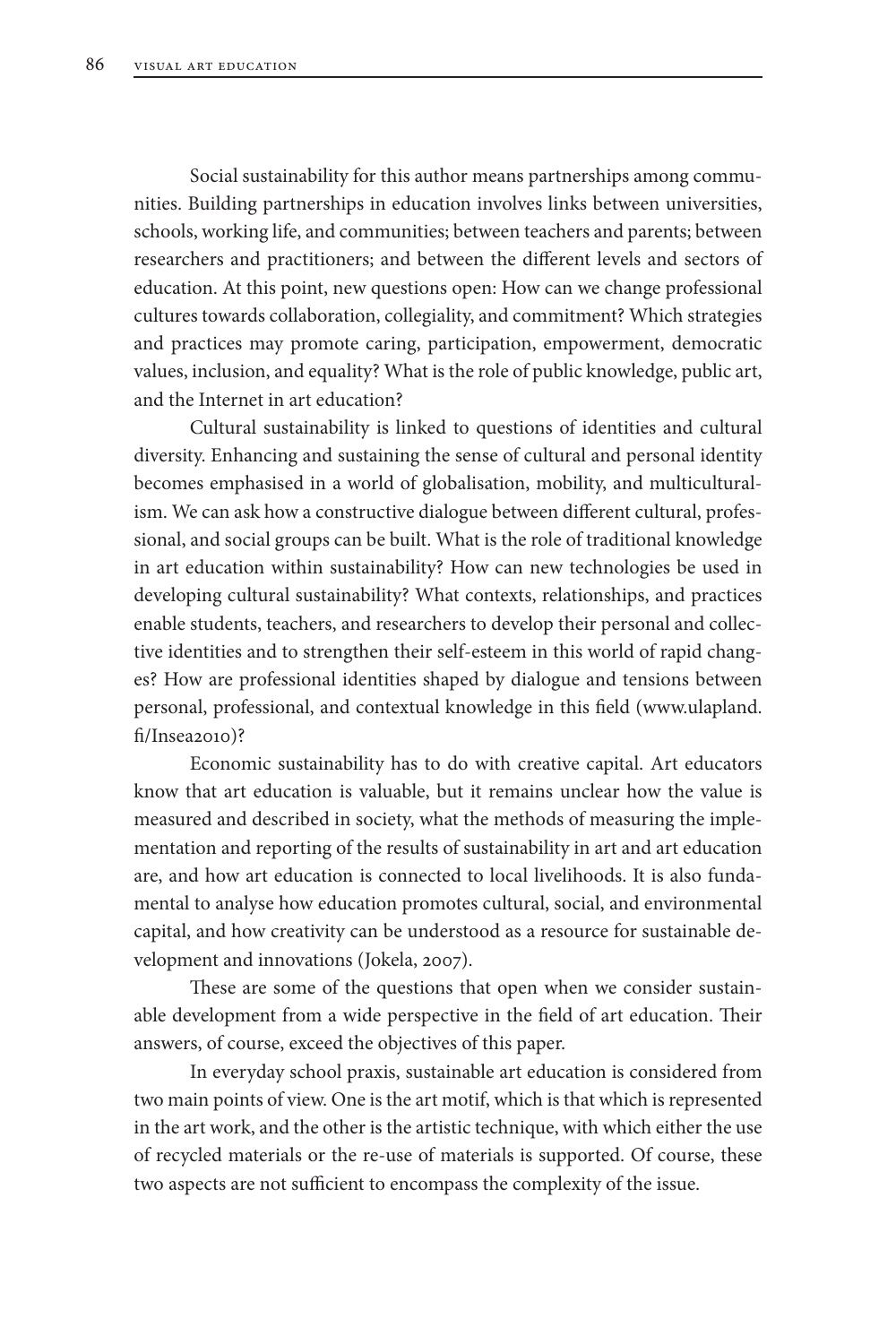Social sustainability for this author means partnerships among communities. Building partnerships in education involves links between universities, schools, working life, and communities; between teachers and parents; between researchers and practitioners; and between the different levels and sectors of education. At this point, new questions open: How can we change professional cultures towards collaboration, collegiality, and commitment? Which strategies and practices may promote caring, participation, empowerment, democratic values, inclusion, and equality? What is the role of public knowledge, public art, and the Internet in art education?

Cultural sustainability is linked to questions of identities and cultural diversity. Enhancing and sustaining the sense of cultural and personal identity becomes emphasised in a world of globalisation, mobility, and multiculturalism. We can ask how a constructive dialogue between different cultural, professional, and social groups can be built. What is the role of traditional knowledge in art education within sustainability? How can new technologies be used in developing cultural sustainability? What contexts, relationships, and practices enable students, teachers, and researchers to develop their personal and collective identities and to strengthen their self-esteem in this world of rapid changes? How are professional identities shaped by dialogue and tensions between personal, professional, and contextual knowledge in this field (www.ulapland.fi/Insea2010)?

Economic sustainability has to do with creative capital. Art educators know that art education is valuable, but it remains unclear how the value is measured and described in society, what the methods of measuring the implementation and reporting of the results of sustainability in art and art education are, and how art education is connected to local livelihoods. It is also fundamental to analyse how education promotes cultural, social, and environmental capital, and how creativity can be understood as a resource for sustainable development and innovations (Jokela, 2007).

These are some of the questions that open when we consider sustainable development from a wide perspective in the field of art education. Their answers, of course, exceed the objectives of this paper.

In everyday school praxis, sustainable art education is considered from two main points of view. One is the art motif, which is that which is represented in the art work, and the other is the artistic technique, with which either the use of recycled materials or the re-use of materials is supported. Of course, these two aspects are not sufficient to encompass the complexity of the issue.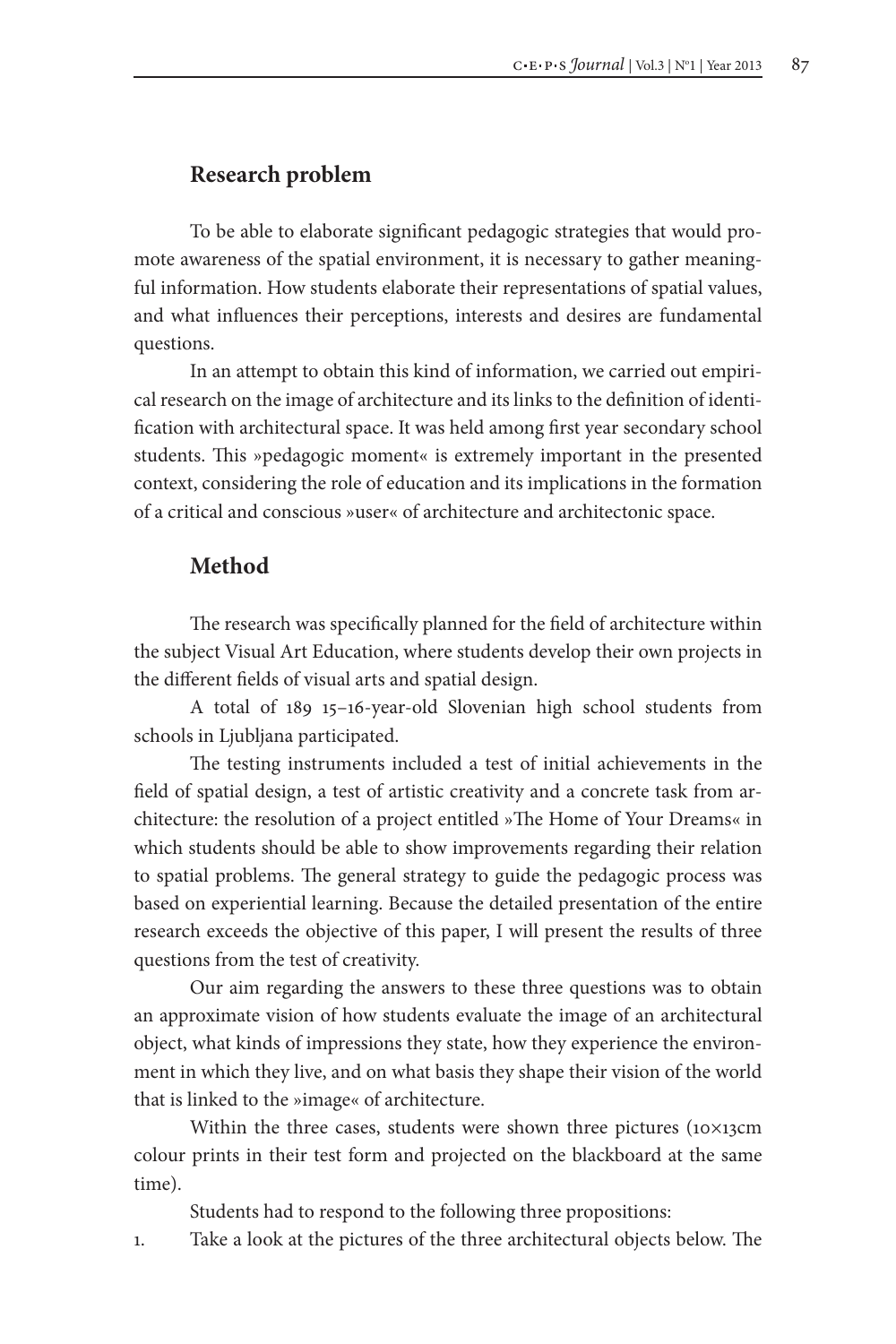## Research problem

To be able to elaborate significant pedagogic strategies that would promote awareness of the spatial environment, it is necessary to gather meaningful information. How students elaborate their representations of spatial values, and what influences their perceptions, interests and desires are fundamental questions.

In an attempt to obtain this kind of information, we carried out empirical research on the image of architecture and its links to the definition of identification with architectural space. It was held among first year secondary school students. This »pedagogic moment« is extremely important in the presented context, considering the role of education and its implications in the formation of a critical and conscious »user« of architecture and architectonic space.

## Method

The research was specifically planned for the field of architecture within the subject Visual Art Education, where students develop their own projects in the different fields of visual arts and spatial design.

A total of 189 15–16-year-old Slovenian high school students from schools in Ljubljana participated.

The testing instruments included a test of initial achievements in the field of spatial design, a test of artistic creativity and a concrete task from architecture: the resolution of a project entitled »The Home of Your Dreams« in which students should be able to show improvements regarding their relation to spatial problems. The general strategy to guide the pedagogic process was based on experiential learning. Because the detailed presentation of the entire research exceeds the objective of this paper, I will present the results of three questions from the test of creativity.

Our aim regarding the answers to these three questions was to obtain an approximate vision of how students evaluate the image of an architectural object, what kinds of impressions they state, how they experience the environment in which they live, and on what basis they shape their vision of the world that is linked to the »image« of architecture.

Within the three cases, students were shown three pictures (10×13cm colour prints in their test form and projected on the blackboard at the same time).

Students had to respond to the following three propositions:

1. Take a look at the pictures of the three architectural objects below. The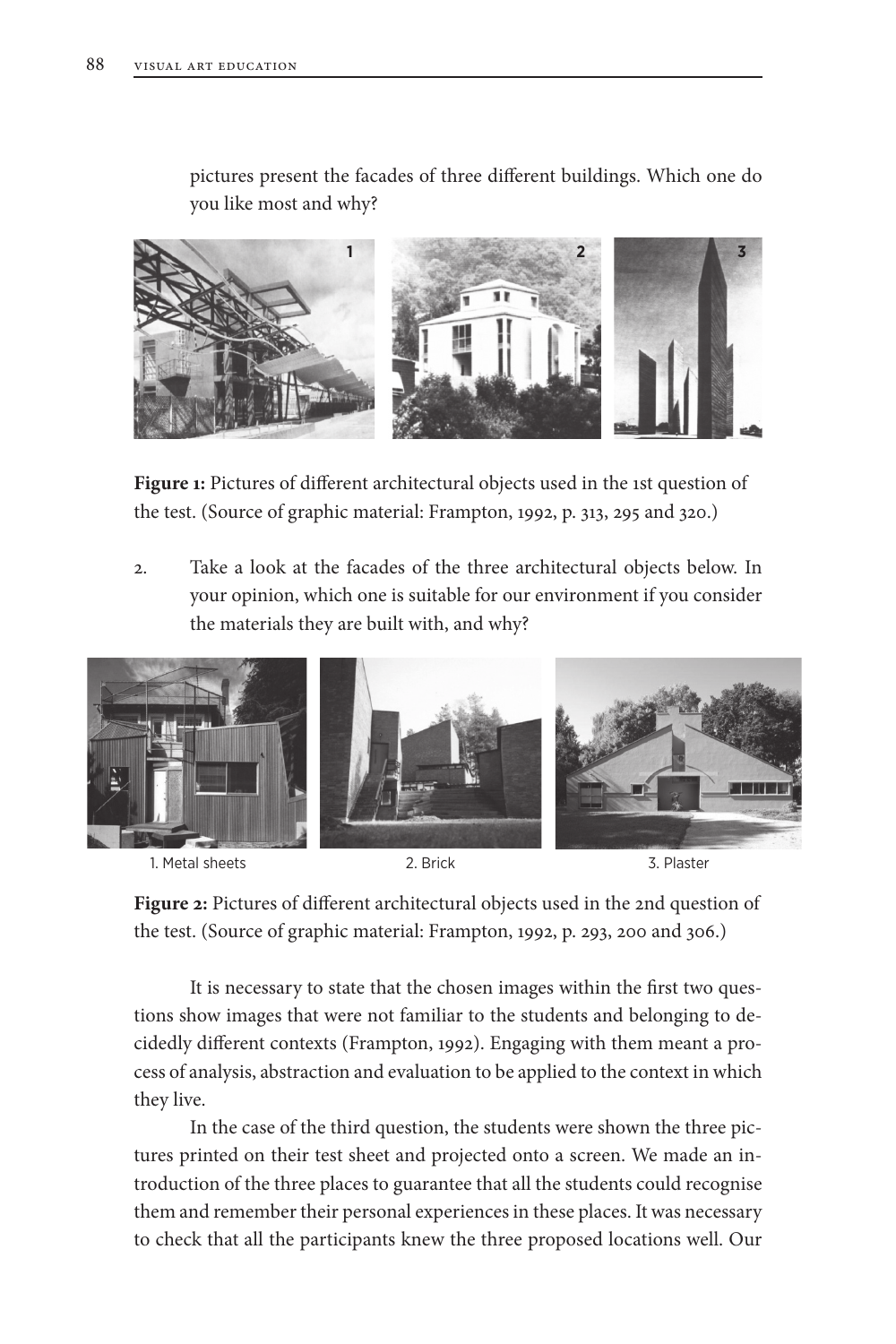pictures present the facades of three different buildings. Which one do you like most and why?

**Figure 1:** Pictures of different architectural objects used in the 1st question of the test. (Source of graphic material: Frampton, 1992, p. 313, 295 and 320.)

2. Take a look at the facades of the three architectural objects below. In your opinion, which one is suitable for our environment if you consider the materials they are built with, and why?

1. Metal sheets   2. Brick   3. Plaster

**Figure 2:** Pictures of different architectural objects used in the 2nd question of the test. (Source of graphic material: Frampton, 1992, p. 293, 200 and 306.)

It is necessary to state that the chosen images within the first two questions show images that were not familiar to the students and belonging to decidedly different contexts (Frampton, 1992). Engaging with them meant a process of analysis, abstraction and evaluation to be applied to the context in which they live.

In the case of the third question, the students were shown the three pictures printed on their test sheet and projected onto a screen. We made an introduction of the three places to guarantee that all the students could recognise them and remember their personal experiences in these places. It was necessary to check that all the participants knew the three proposed locations well. Our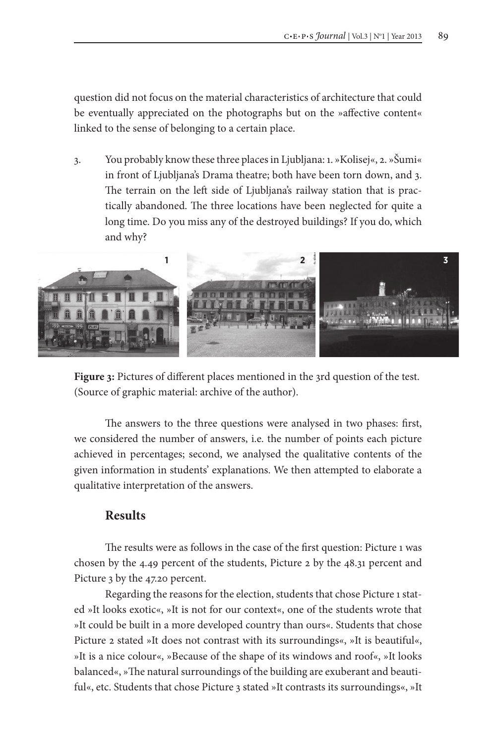question did not focus on the material characteristics of architecture that could be eventually appreciated on the photographs but on the »affective content« linked to the sense of belonging to a certain place.

3. You probably know these three places in Ljubljana: 1. »Kolisej«, 2. »Šumi« in front of Ljubljana's Drama theatre; both have been torn down, and 3. The terrain on the left side of Ljubljana's railway station that is practically abandoned. The three locations have been neglected for quite a long time. Do you miss any of the destroyed buildings? If you do, which and why?

**Figure 3:** Pictures of different places mentioned in the 3rd question of the test. (Source of graphic material: archive of the author).

The answers to the three questions were analysed in two phases: first, we considered the number of answers, i.e. the number of points each picture achieved in percentages; second, we analysed the qualitative contents of the given information in students' explanations. We then attempted to elaborate a qualitative interpretation of the answers.

## Results

The results were as follows in the case of the first question: Picture 1 was chosen by the 4.49 percent of the students, Picture 2 by the 48.31 percent and Picture 3 by the 47.20 percent.

Regarding the reasons for the election, students that chose Picture 1 stated »It looks exotic«, »It is not for our context«, one of the students wrote that »It could be built in a more developed country than ours«. Students that chose Picture 2 stated »It does not contrast with its surroundings«, »It is beautiful«, »It is a nice colour«, »Because of the shape of its windows and roof«, »It looks balanced«, »The natural surroundings of the building are exuberant and beautiful«, etc. Students that chose Picture 3 stated »It contrasts its surroundings«, »It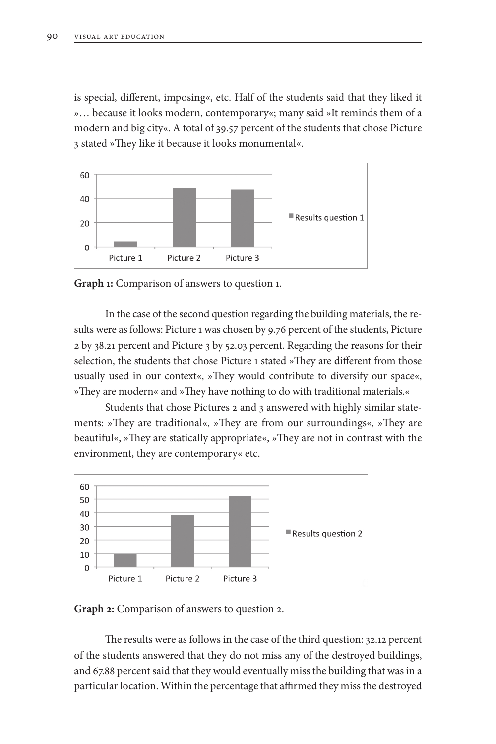is special, different, imposing«, etc. Half of the students said that they liked it »… because it looks modern, contemporary«; many said »It reminds them of a modern and big city«. A total of 39.57 percent of the students that chose Picture 3 stated »They like it because it looks monumental«.

**Graph 1:** Comparison of answers to question 1.

In the case of the second question regarding the building materials, the results were as follows: Picture 1 was chosen by 9.76 percent of the students, Picture 2 by 38.21 percent and Picture 3 by 52.03 percent. Regarding the reasons for their selection, the students that chose Picture 1 stated »They are different from those usually used in our context«, »They would contribute to diversify our space«, »They are modern« and »They have nothing to do with traditional materials.«

Students that chose Pictures 2 and 3 answered with highly similar statements: »They are traditional«, »They are from our surroundings«, »They are beautiful«, »They are statically appropriate«, »They are not in contrast with the environment, they are contemporary« etc.

**Graph 2:** Comparison of answers to question 2.

The results were as follows in the case of the third question: 32.12 percent of the students answered that they do not miss any of the destroyed buildings, and 67.88 percent said that they would eventually miss the building that was in a particular location. Within the percentage that affirmed they miss the destroyed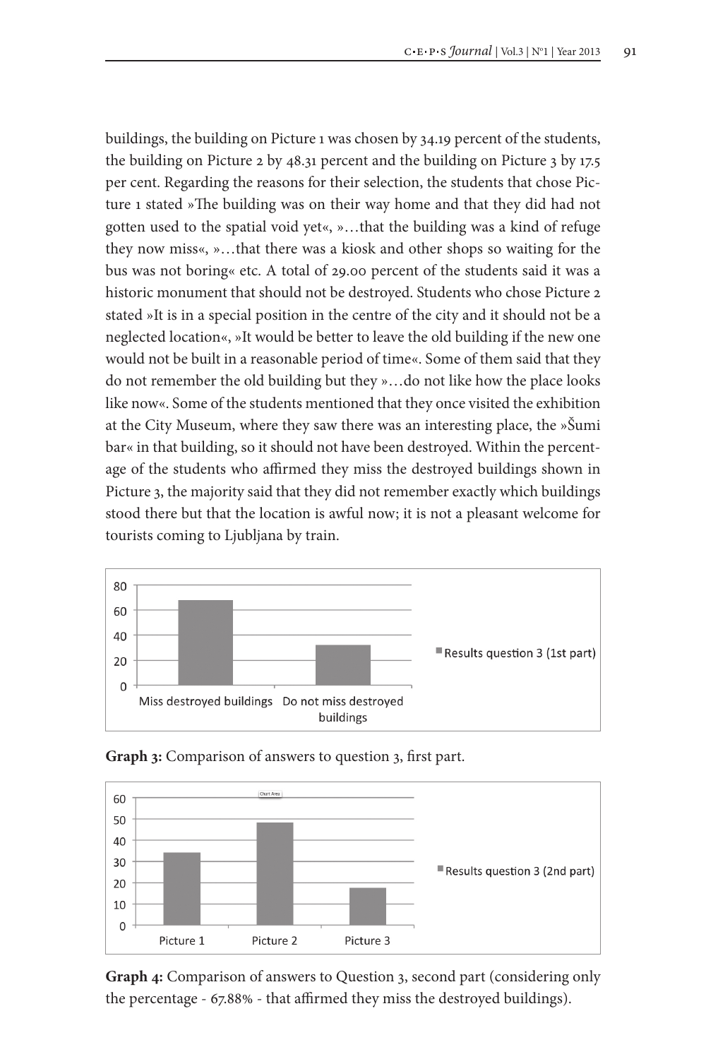buildings, the building on Picture 1 was chosen by 34.19 percent of the students, the building on Picture 2 by 48.31 percent and the building on Picture 3 by 17.5 per cent. Regarding the reasons for their selection, the students that chose Picture 1 stated »The building was on their way home and that they did had not gotten used to the spatial void yet«, »…that the building was a kind of refuge they now miss«, »…that there was a kiosk and other shops so waiting for the bus was not boring« etc. A total of 29.00 percent of the students said it was a historic monument that should not be destroyed. Students who chose Picture 2 stated »It is in a special position in the centre of the city and it should not be a neglected location«, »It would be better to leave the old building if the new one would not be built in a reasonable period of time«. Some of them said that they do not remember the old building but they »…do not like how the place looks like now«. Some of the students mentioned that they once visited the exhibition at the City Museum, where they saw there was an interesting place, the »Šumi bar« in that building, so it should not have been destroyed. Within the percentage of the students who affirmed they miss the destroyed buildings shown in Picture 3, the majority said that they did not remember exactly which buildings stood there but that the location is awful now; it is not a pleasant welcome for tourists coming to Ljubljana by train.

**Graph 3:** Comparison of answers to question 3, first part.

**Graph 4:** Comparison of answers to Question 3, second part (considering only the percentage - 67.88% - that affirmed they miss the destroyed buildings).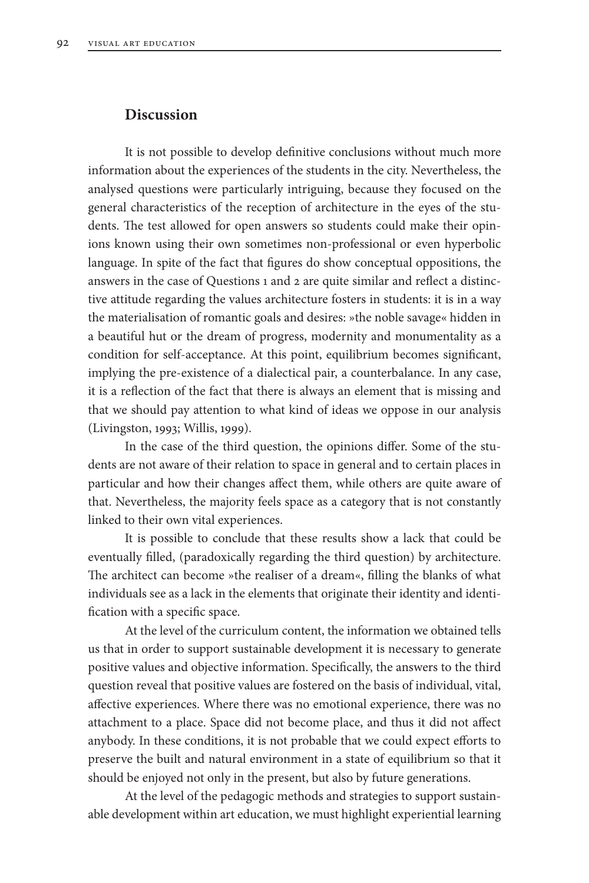## Discussion

It is not possible to develop definitive conclusions without much more information about the experiences of the students in the city. Nevertheless, the analysed questions were particularly intriguing, because they focused on the general characteristics of the reception of architecture in the eyes of the students. The test allowed for open answers so students could make their opinions known using their own sometimes non-professional or even hyperbolic language. In spite of the fact that figures do show conceptual oppositions, the answers in the case of Questions 1 and 2 are quite similar and reflect a distinctive attitude regarding the values architecture fosters in students: it is in a way the materialisation of romantic goals and desires: »the noble savage« hidden in a beautiful hut or the dream of progress, modernity and monumentality as a condition for self-acceptance. At this point, equilibrium becomes significant, implying the pre-existence of a dialectical pair, a counterbalance. In any case, it is a reflection of the fact that there is always an element that is missing and that we should pay attention to what kind of ideas we oppose in our analysis (Livingston, 1993; Willis, 1999).

In the case of the third question, the opinions differ. Some of the students are not aware of their relation to space in general and to certain places in particular and how their changes affect them, while others are quite aware of that. Nevertheless, the majority feels space as a category that is not constantly linked to their own vital experiences.

It is possible to conclude that these results show a lack that could be eventually filled, (paradoxically regarding the third question) by architecture. The architect can become »the realiser of a dream«, filling the blanks of what individuals see as a lack in the elements that originate their identity and identification with a specific space.

At the level of the curriculum content, the information we obtained tells us that in order to support sustainable development it is necessary to generate positive values and objective information. Specifically, the answers to the third question reveal that positive values are fostered on the basis of individual, vital, affective experiences. Where there was no emotional experience, there was no attachment to a place. Space did not become place, and thus it did not affect anybody. In these conditions, it is not probable that we could expect efforts to preserve the built and natural environment in a state of equilibrium so that it should be enjoyed not only in the present, but also by future generations.

At the level of the pedagogic methods and strategies to support sustainable development within art education, we must highlight experiential learning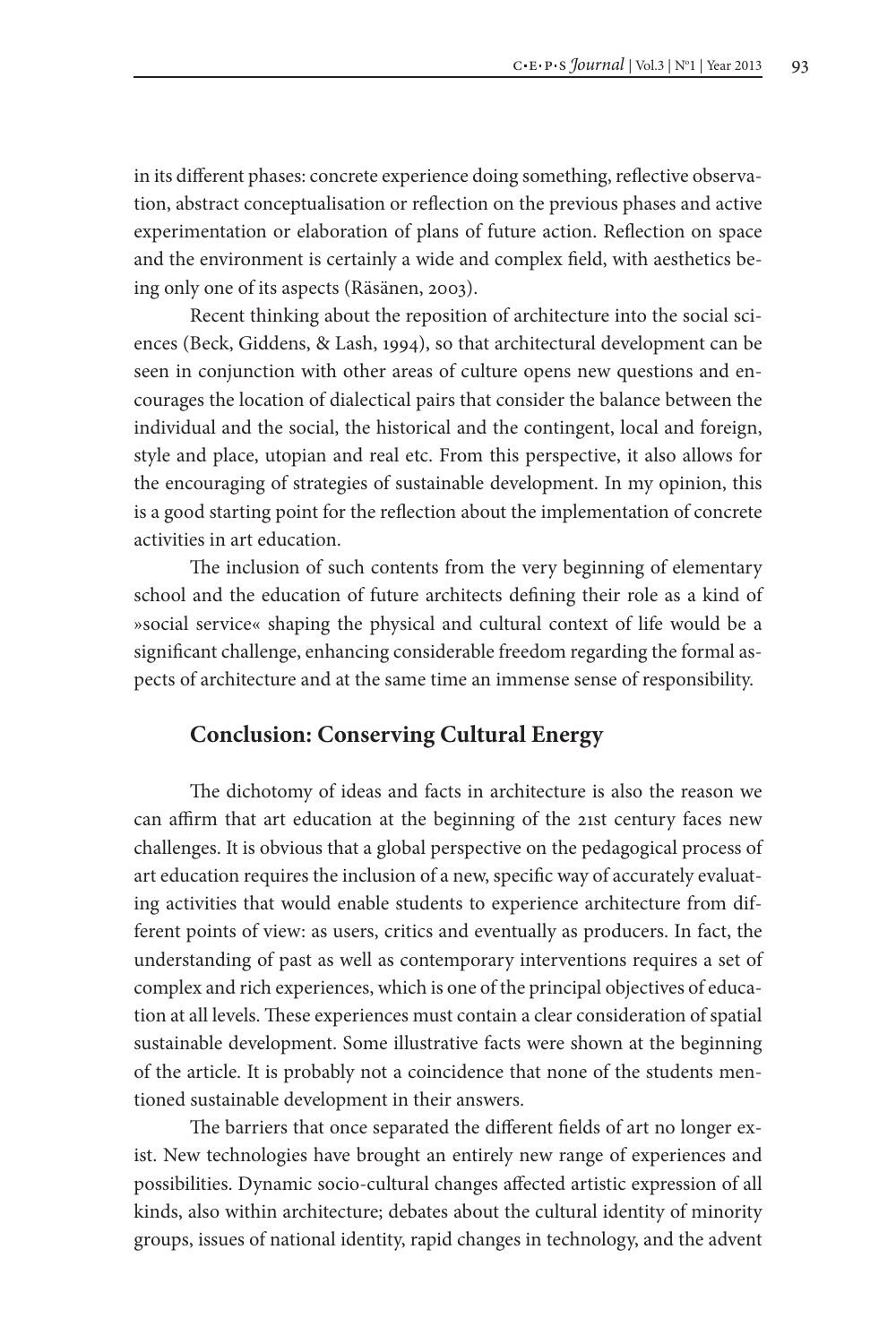in its different phases: concrete experience doing something, reflective observation, abstract conceptualisation or reflection on the previous phases and active experimentation or elaboration of plans of future action. Reflection on space and the environment is certainly a wide and complex field, with aesthetics being only one of its aspects (Räsänen, 2003).

Recent thinking about the reposition of architecture into the social sciences (Beck, Giddens, & Lash, 1994), so that architectural development can be seen in conjunction with other areas of culture opens new questions and encourages the location of dialectical pairs that consider the balance between the individual and the social, the historical and the contingent, local and foreign, style and place, utopian and real etc. From this perspective, it also allows for the encouraging of strategies of sustainable development. In my opinion, this is a good starting point for the reflection about the implementation of concrete activities in art education.

The inclusion of such contents from the very beginning of elementary school and the education of future architects defining their role as a kind of »social service« shaping the physical and cultural context of life would be a significant challenge, enhancing considerable freedom regarding the formal aspects of architecture and at the same time an immense sense of responsibility.

## Conclusion: Conserving Cultural Energy

The dichotomy of ideas and facts in architecture is also the reason we can affirm that art education at the beginning of the 21st century faces new challenges. It is obvious that a global perspective on the pedagogical process of art education requires the inclusion of a new, specific way of accurately evaluating activities that would enable students to experience architecture from different points of view: as users, critics and eventually as producers. In fact, the understanding of past as well as contemporary interventions requires a set of complex and rich experiences, which is one of the principal objectives of education at all levels. These experiences must contain a clear consideration of spatial sustainable development. Some illustrative facts were shown at the beginning of the article. It is probably not a coincidence that none of the students mentioned sustainable development in their answers.

The barriers that once separated the different fields of art no longer exist. New technologies have brought an entirely new range of experiences and possibilities. Dynamic socio-cultural changes affected artistic expression of all kinds, also within architecture; debates about the cultural identity of minority groups, issues of national identity, rapid changes in technology, and the advent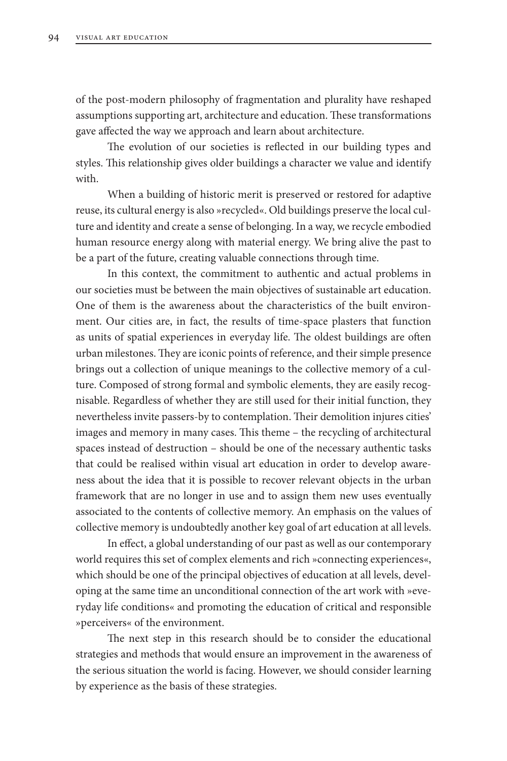of the post-modern philosophy of fragmentation and plurality have reshaped assumptions supporting art, architecture and education. These transformations gave affected the way we approach and learn about architecture.

The evolution of our societies is reflected in our building types and styles. This relationship gives older buildings a character we value and identify with.

When a building of historic merit is preserved or restored for adaptive reuse, its cultural energy is also »recycled«. Old buildings preserve the local culture and identity and create a sense of belonging. In a way, we recycle embodied human resource energy along with material energy. We bring alive the past to be a part of the future, creating valuable connections through time.

In this context, the commitment to authentic and actual problems in our societies must be between the main objectives of sustainable art education. One of them is the awareness about the characteristics of the built environment. Our cities are, in fact, the results of time-space plasters that function as units of spatial experiences in everyday life. The oldest buildings are often urban milestones. They are iconic points of reference, and their simple presence brings out a collection of unique meanings to the collective memory of a culture. Composed of strong formal and symbolic elements, they are easily recognisable. Regardless of whether they are still used for their initial function, they nevertheless invite passers-by to contemplation. Their demolition injures cities' images and memory in many cases. This theme – the recycling of architectural spaces instead of destruction – should be one of the necessary authentic tasks that could be realised within visual art education in order to develop awareness about the idea that it is possible to recover relevant objects in the urban framework that are no longer in use and to assign them new uses eventually associated to the contents of collective memory. An emphasis on the values of collective memory is undoubtedly another key goal of art education at all levels.

In effect, a global understanding of our past as well as our contemporary world requires this set of complex elements and rich »connecting experiences«, which should be one of the principal objectives of education at all levels, developing at the same time an unconditional connection of the art work with »everyday life conditions« and promoting the education of critical and responsible »perceivers« of the environment.

The next step in this research should be to consider the educational strategies and methods that would ensure an improvement in the awareness of the serious situation the world is facing. However, we should consider learning by experience as the basis of these strategies.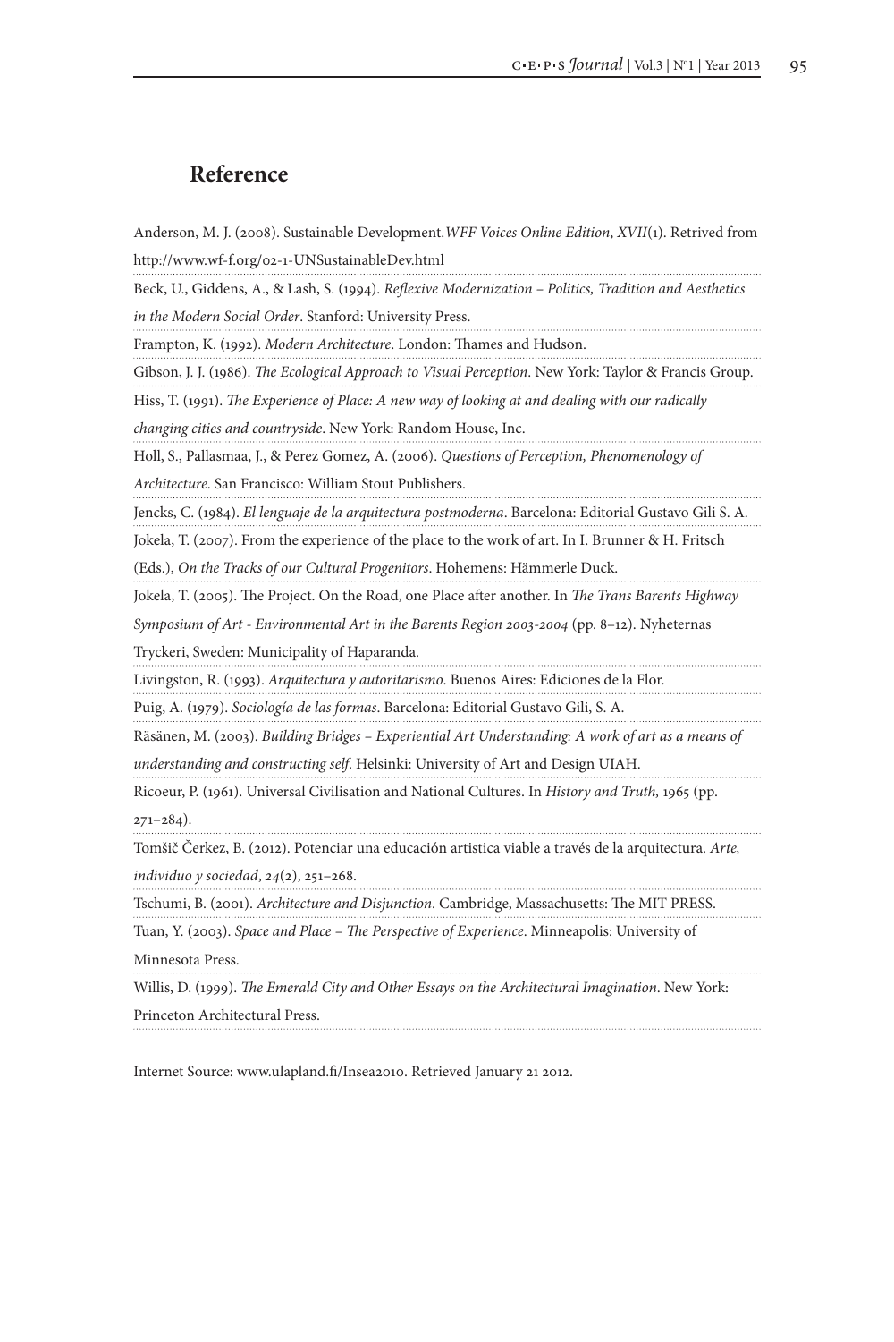## Reference

Anderson, M. J. (2008). Sustainable Development.*WFF Voices Online Edition*, *XVII*(1). Retrived from http://www.wf-f.org/02-1-UNSustainableDev.html

Beck, U., Giddens, A., & Lash, S. (1994). *Reflexive Modernization – Politics, Tradition and Aesthetics in the Modern Social Order*. Stanford: University Press.

Frampton, K. (1992). *Modern Architecture*. London: Thames and Hudson.

Gibson, J. J. (1986). *The Ecological Approach to Visual Perception*. New York: Taylor & Francis Group.

Hiss, T. (1991). *The Experience of Place: A new way of looking at and dealing with our radically changing cities and countryside*. New York: Random House, Inc.

Holl, S., Pallasmaa, J., & Perez Gomez, A. (2006). *Questions of Perception, Phenomenology of Architecture*. San Francisco: William Stout Publishers.

Jencks, C. (1984). *El lenguaje de la arquitectura postmoderna*. Barcelona: Editorial Gustavo Gili S. A.

Jokela, T. (2007). From the experience of the place to the work of art. In I. Brunner & H. Fritsch (Eds.), *On the Tracks of our Cultural Progenitors*. Hohemens: Hämmerle Duck.

Jokela, T. (2005). The Project. On the Road, one Place after another. In *The Trans Barents Highway Symposium of Art - Environmental Art in the Barents Region 2003-2004* (pp. 8–12). Nyheternas Tryckeri, Sweden: Municipality of Haparanda.

Livingston, R. (1993). *Arquitectura y autoritarismo*. Buenos Aires: Ediciones de la Flor.

Puig, A. (1979). *Sociología de las formas*. Barcelona: Editorial Gustavo Gili, S. A.

Räsänen, M. (2003). *Building Bridges – Experiential Art Understanding: A work of art as a means of understanding and constructing self*. Helsinki: University of Art and Design UIAH.

Ricoeur, P. (1961). Universal Civilisation and National Cultures. In *History and Truth,* 1965 (pp. 271–284).

Tomšič Čerkez, B. (2012). Potenciar una educación artistica viable a través de la arquitectura. *Arte, individuo y sociedad*, *24*(2), 251–268.

Tschumi, B. (2001). *Architecture and Disjunction*. Cambridge, Massachusetts: The MIT PRESS.

Tuan, Y. (2003). *Space and Place – The Perspective of Experience*. Minneapolis: University of Minnesota Press.

Willis, D. (1999). *The Emerald City and Other Essays on the Architectural Imagination*. New York: Princeton Architectural Press.

Internet Source: www.ulapland.fi/Insea2010. Retrieved January 21 2012.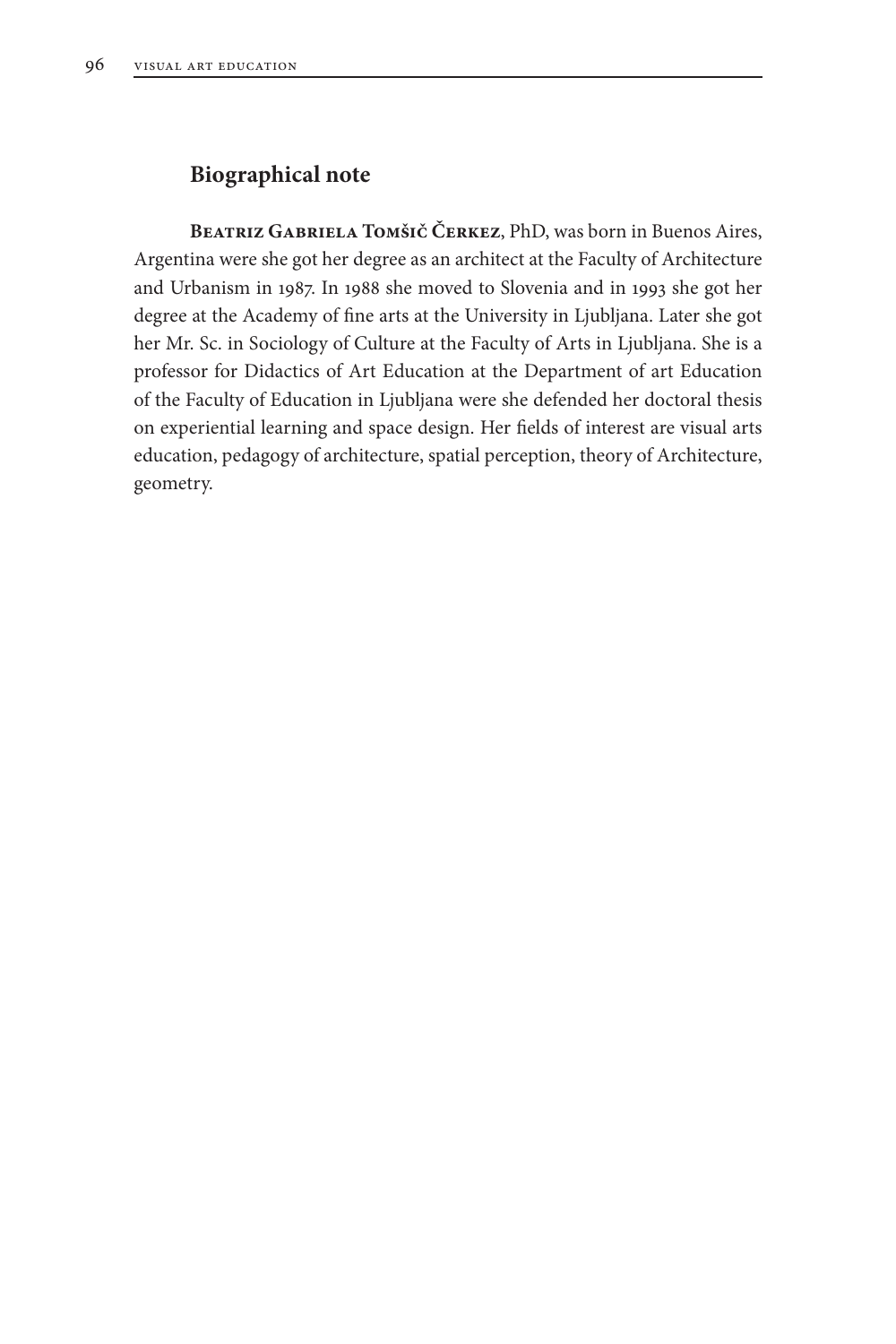## Biographical note

**Beatriz Gabriela Tomšič Čerkez**, PhD, was born in Buenos Aires, Argentina were she got her degree as an architect at the Faculty of Architecture and Urbanism in 1987. In 1988 she moved to Slovenia and in 1993 she got her degree at the Academy of fine arts at the University in Ljubljana. Later she got her Mr. Sc. in Sociology of Culture at the Faculty of Arts in Ljubljana. She is a professor for Didactics of Art Education at the Department of art Education of the Faculty of Education in Ljubljana were she defended her doctoral thesis on experiential learning and space design. Her fields of interest are visual arts education, pedagogy of architecture, spatial perception, theory of Architecture, geometry.